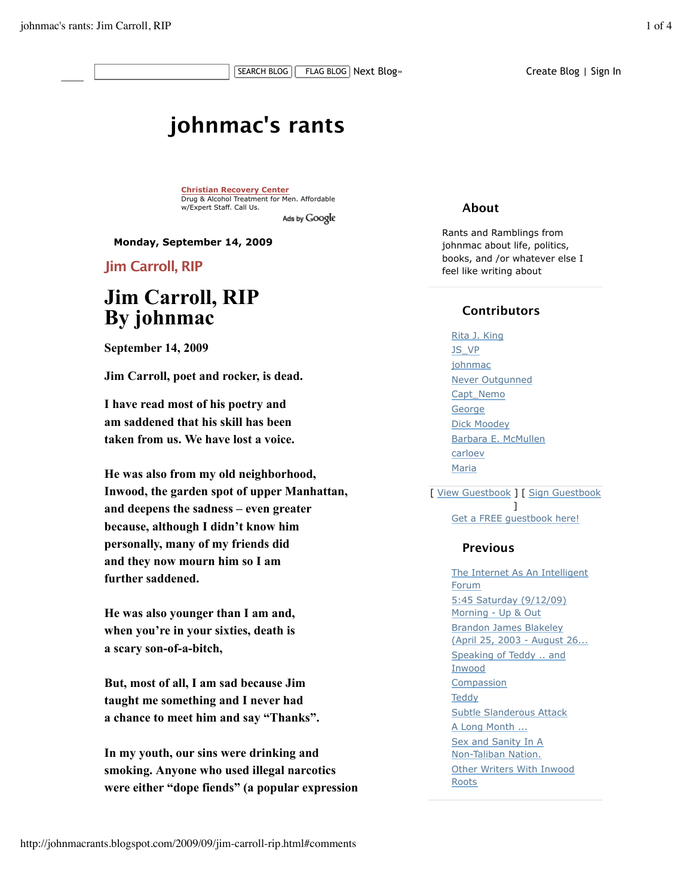SEARCH BLOG FLAG BLOG Next Blog» Create Blog | Sign In

# johnmac's rants

**Christian Recovery Center**
Drug & Alcohol Treatment for Men. Affordable w/Expert Staff. Call Us.
Ads by Google

**Monday, September 14, 2009**

## Jim Carroll, RIP

# Jim Carroll, RIP By johnmac

**September 14, 2009**

**Jim Carroll, poet and rocker, is dead.**

**I have read most of his poetry and am saddened that his skill has been taken from us. We have lost a voice.**

**He was also from my old neighborhood, Inwood, the garden spot of upper Manhattan, and deepens the sadness – even greater because, although I didn't know him personally, many of my friends did and they now mourn him so I am further saddened.**

**He was also younger than I am and, when you're in your sixties, death is a scary son-of-a-bitch,**

**But, most of all, I am sad because Jim taught me something and I never had a chance to meet him and say "Thanks".**

**In my youth, our sins were drinking and smoking. Anyone who used illegal narcotics were either "dope fiends" (a popular expression**

### About

Rants and Ramblings from johnmac about life, politics, books, and /or whatever else I feel like writing about

### Contributors

- Rita J. King
- JS_VP
- johnmac
- Never Outgunned
- Capt_Nemo
- George
- Dick Moodey
- Barbara E. McMullen
- carloev
- Maria

[ View Guestbook ] [ Sign Guestbook ]

Get a FREE guestbook here!

### Previous

- The Internet As An Intelligent Forum
- 5:45 Saturday (9/12/09) Morning - Up & Out
- Brandon James Blakeley (April 25, 2003 - August 26...
- Speaking of Teddy .. and Inwood
- Compassion
- Teddy
- Subtle Slanderous Attack
- A Long Month ...
- Sex and Sanity In A Non-Taliban Nation.
- Other Writers With Inwood Roots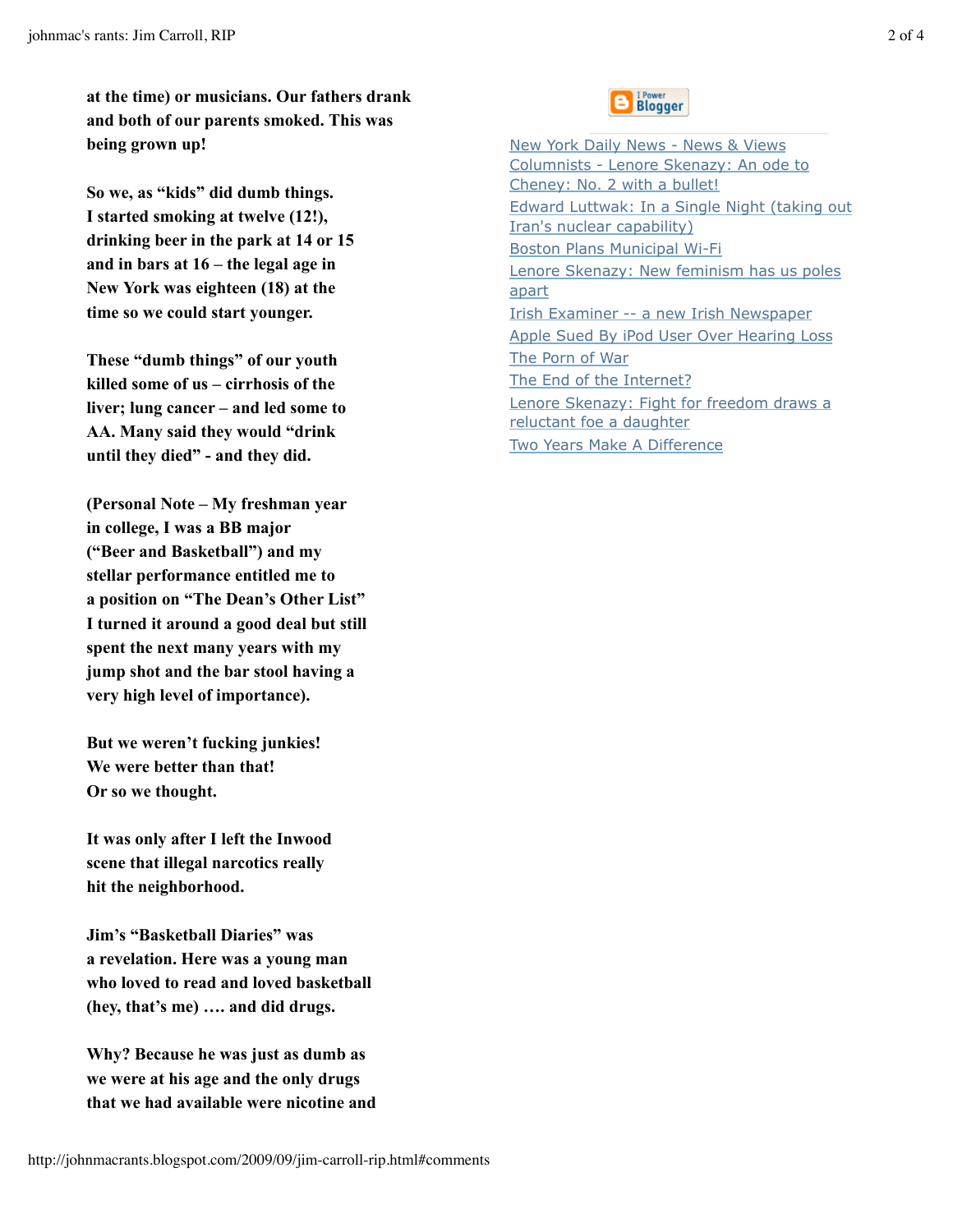**at the time) or musicians. Our fathers drank and both of our parents smoked. This was being grown up!**

**So we, as "kids" did dumb things. I started smoking at twelve (12!), drinking beer in the park at 14 or 15 and in bars at 16 – the legal age in New York was eighteen (18) at the time so we could start younger.**

**These "dumb things" of our youth killed some of us – cirrhosis of the liver; lung cancer – and led some to AA. Many said they would "drink until they died" - and they did.**

**(Personal Note – My freshman year in college, I was a BB major ("Beer and Basketball") and my stellar performance entitled me to a position on "The Dean's Other List" I turned it around a good deal but still spent the next many years with my jump shot and the bar stool having a very high level of importance).**

**But we weren't fucking junkies!
We were better than that!
Or so we thought.**

**It was only after I left the Inwood scene that illegal narcotics really hit the neighborhood.**

**Jim's "Basketball Diaries" was a revelation. Here was a young man who loved to read and loved basketball (hey, that's me) …. and did drugs.**

**Why? Because he was just as dumb as we were at his age and the only drugs that we had available were nicotine and**

I Power Blogger

- [New York Daily News - News & Views](#)
- [Columnists - Lenore Skenazy: An ode to Cheney: No. 2 with a bullet!](#)
- [Edward Luttwak: In a Single Night (taking out Iran's nuclear capability)](#)
- [Boston Plans Municipal Wi-Fi](#)
- [Lenore Skenazy: New feminism has us poles apart](#)
- [Irish Examiner -- a new Irish Newspaper](#)
- [Apple Sued By iPod User Over Hearing Loss](#)
- [The Porn of War](#)
- [The End of the Internet?](#)
- [Lenore Skenazy: Fight for freedom draws a reluctant foe a daughter](#)
- [Two Years Make A Difference](#)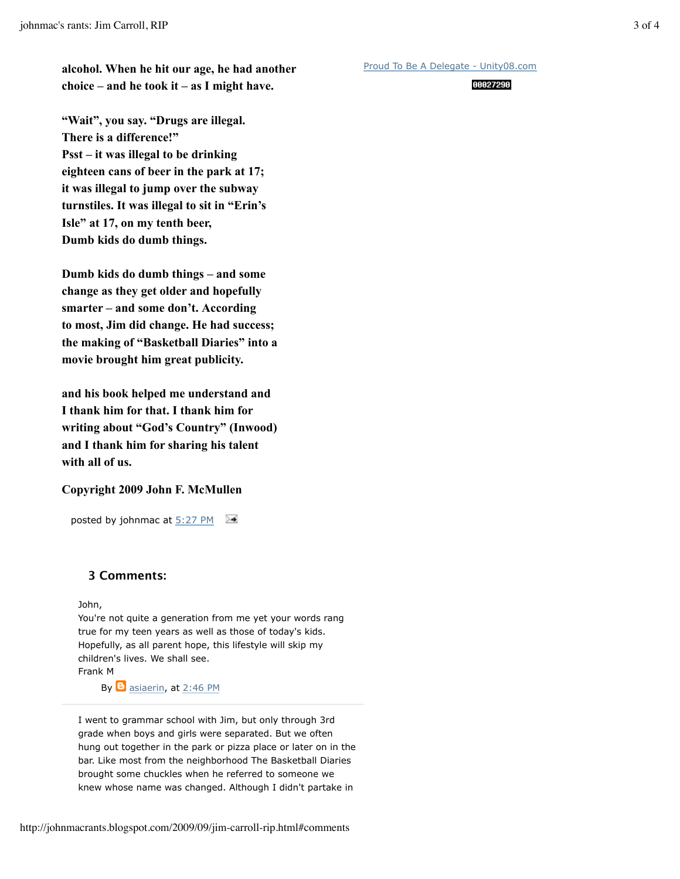**alcohol. When he hit our age, he had another choice – and he took it – as I might have.**

**"Wait", you say. "Drugs are illegal. There is a difference!"**
**Psst – it was illegal to be drinking eighteen cans of beer in the park at 17; it was illegal to jump over the subway turnstiles. It was illegal to sit in "Erin's Isle" at 17, on my tenth beer,**
**Dumb kids do dumb things.**

**Dumb kids do dumb things – and some change as they get older and hopefully smarter – and some don't. According to most, Jim did change. He had success; the making of "Basketball Diaries" into a movie brought him great publicity.**

**and his book helped me understand and I thank him for that. I thank him for writing about "God's Country" (Inwood) and I thank him for sharing his talent with all of us.**

**Copyright 2009 John F. McMullen**

posted by johnmac at 5:27 PM

Proud To Be A Delegate - Unity08.com

00027290

### 3 Comments:

John,
You're not quite a generation from me yet your words rang true for my teen years as well as those of today's kids. Hopefully, as all parent hope, this lifestyle will skip my children's lives. We shall see.
Frank M

By asiaerin, at 2:46 PM

---

I went to grammar school with Jim, but only through 3rd grade when boys and girls were separated. But we often hung out together in the park or pizza place or later on in the bar. Like most from the neighborhood The Basketball Diaries brought some chuckles when he referred to someone we knew whose name was changed. Although I didn't partake in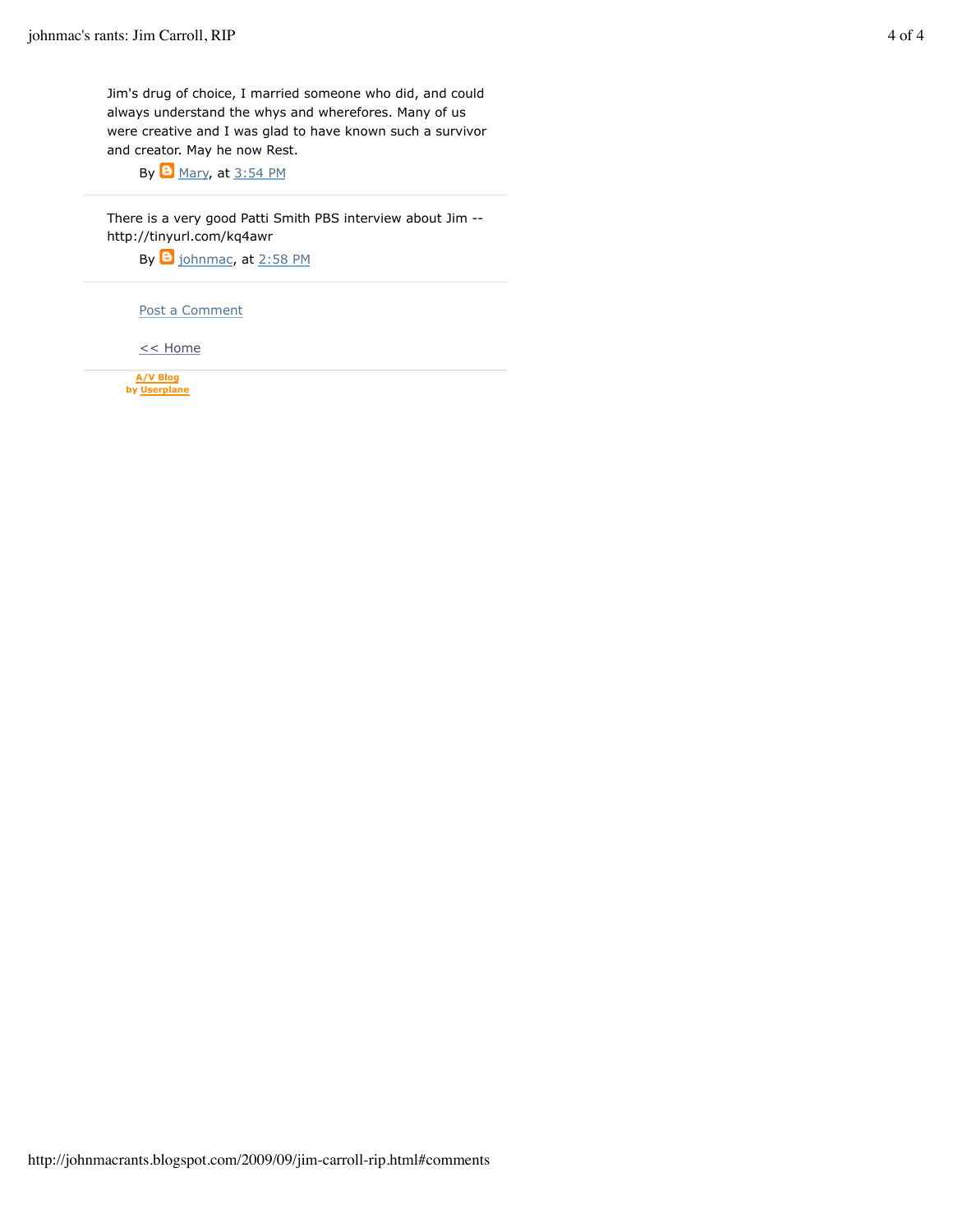Jim's drug of choice, I married someone who did, and could always understand the whys and wherefores. Many of us were creative and I was glad to have known such a survivor and creator. May he now Rest.

By Mary, at 3:54 PM

---

There is a very good Patti Smith PBS interview about Jim -- http://tinyurl.com/kq4awr

By johnmac, at 2:58 PM

---

Post a Comment

<< Home

A/V Blog
by Userplane